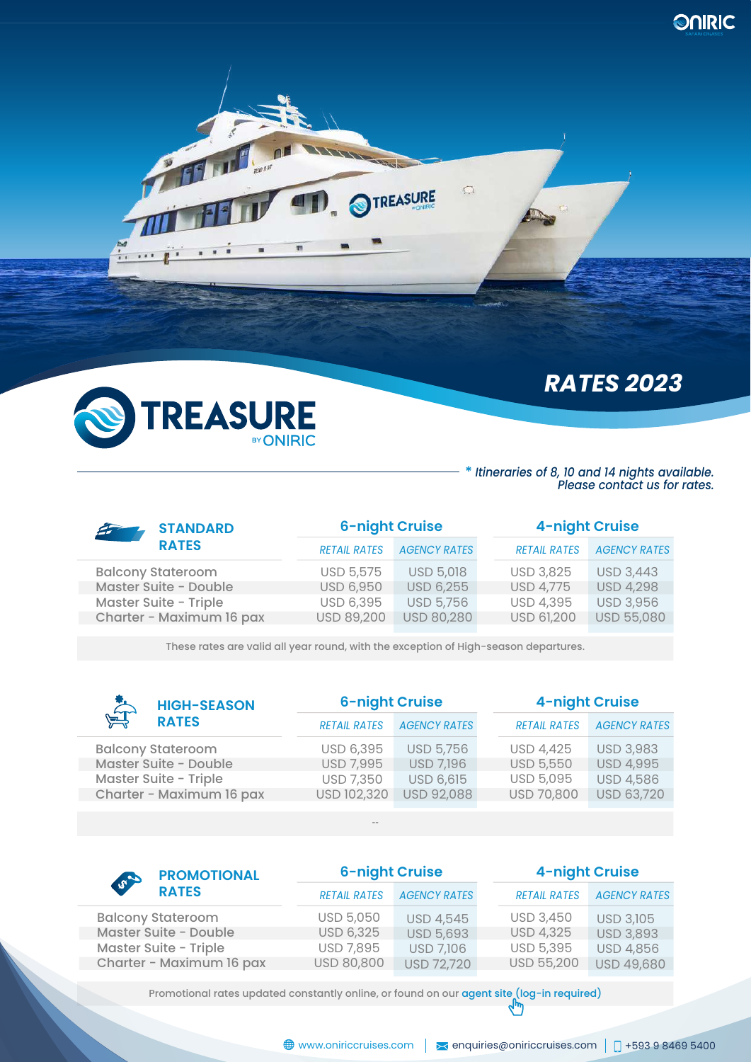# TREASURE BY ONIRIC

## RATES 2023

*\* Itineraries of 8, 10 and 14 nights available. Please contact us for rates.*

## STANDARD RATES

| | 6-night Cruise | | 4-night Cruise | |
|---|---|---|---|---|
| | *RETAIL RATES* | *AGENCY RATES* | *RETAIL RATES* | *AGENCY RATES* |
| Balcony Stateroom | USD 5,575 | USD 5,018 | USD 3,825 | USD 3,443 |
| Master Suite - Double | USD 6,950 | USD 6,255 | USD 4,775 | USD 4,298 |
| Master Suite - Triple | USD 6,395 | USD 5,756 | USD 4,395 | USD 3,956 |
| Charter - Maximum 16 pax | USD 89,200 | USD 80,280 | USD 61,200 | USD 55,080 |

These rates are valid all year round, with the exception of High-season departures.

## HIGH-SEASON RATES

| | 6-night Cruise | | 4-night Cruise | |
|---|---|---|---|---|
| | *RETAIL RATES* | *AGENCY RATES* | *RETAIL RATES* | *AGENCY RATES* |
| Balcony Stateroom | USD 6,395 | USD 5,756 | USD 4,425 | USD 3,983 |
| Master Suite - Double | USD 7,995 | USD 7,196 | USD 5,550 | USD 4,995 |
| Master Suite - Triple | USD 7,350 | USD 6,615 | USD 5,095 | USD 4,586 |
| Charter - Maximum 16 pax | USD 102,320 | USD 92,088 | USD 70,800 | USD 63,720 |

--

## PROMOTIONAL RATES

| | 6-night Cruise | | 4-night Cruise | |
|---|---|---|---|---|
| | *RETAIL RATES* | *AGENCY RATES* | *RETAIL RATES* | *AGENCY RATES* |
| Balcony Stateroom | USD 5,050 | USD 4,545 | USD 3,450 | USD 3,105 |
| Master Suite - Double | USD 6,325 | USD 5,693 | USD 4,325 | USD 3,893 |
| Master Suite - Triple | USD 7,895 | USD 7,106 | USD 5,395 | USD 4,856 |
| Charter - Maximum 16 pax | USD 80,800 | USD 72,720 | USD 55,200 | USD 49,680 |

Promotional rates updated constantly online, or found on our agent site (log-in required)

www.oniriccruises.com | enquiries@oniriccruises.com | +593 9 8469 5400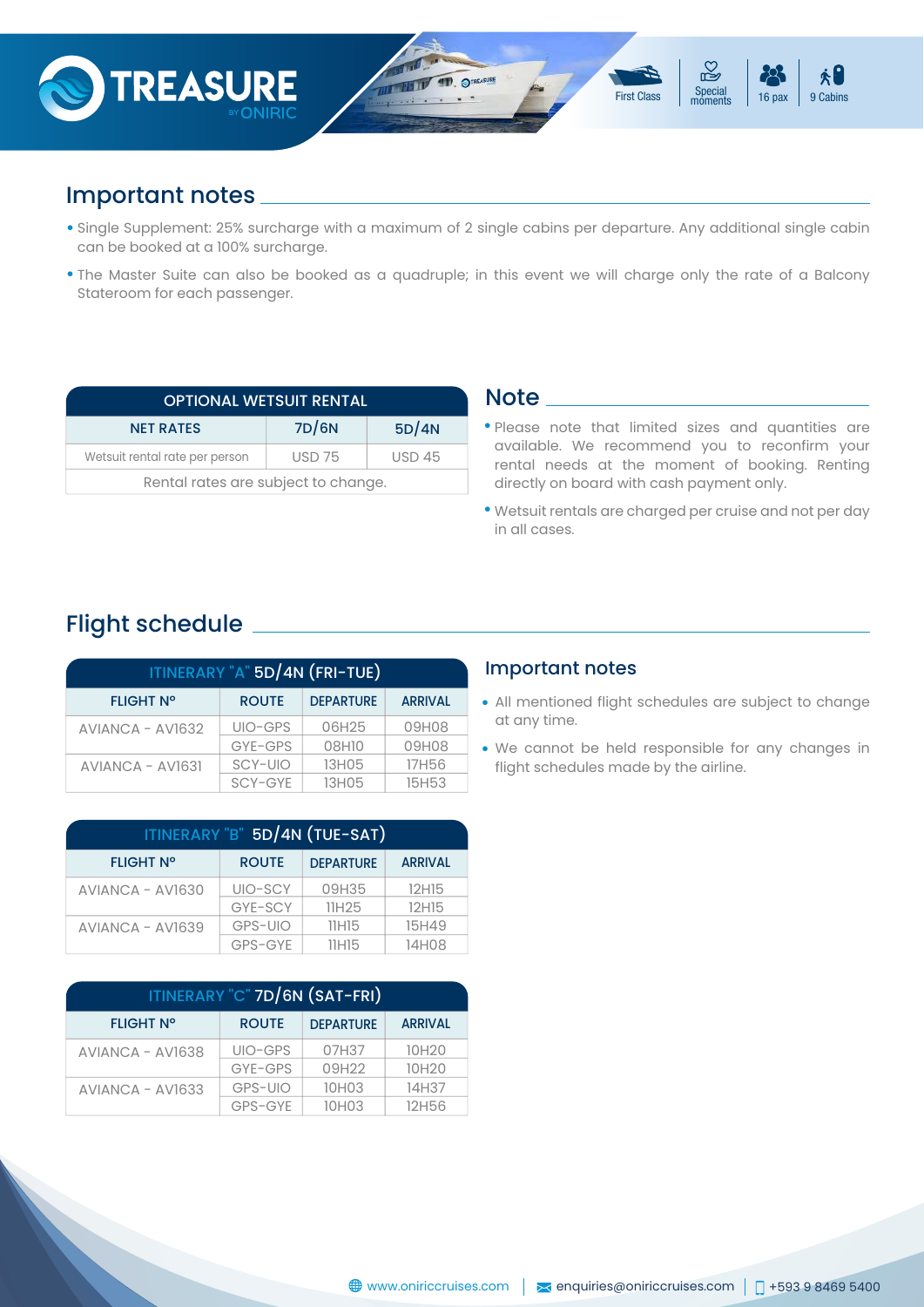## Important notes

- Single Supplement: 25% surcharge with a maximum of 2 single cabins per departure. Any additional single cabin can be booked at a 100% surcharge.
- The Master Suite can also be booked as a quadruple; in this event we will charge only the rate of a Balcony Stateroom for each passenger.

| OPTIONAL WETSUIT RENTAL | | |
|---|---|---|
| NET RATES | 7D/6N | 5D/4N |
| Wetsuit rental rate per person | USD 75 | USD 45 |
| Rental rates are subject to change. | | |

## Note

- Please note that limited sizes and quantities are available. We recommend you to reconfirm your rental needs at the moment of booking. Renting directly on board with cash payment only.
- Wetsuit rentals are charged per cruise and not per day in all cases.

## Flight schedule

| ITINERARY "A" 5D/4N (FRI-TUE) | | | |
|---|---|---|---|
| FLIGHT Nº | ROUTE | DEPARTURE | ARRIVAL |
| AVIANCA - AV1632 | UIO-GPS | 06H25 | 09H08 |
| | GYE-GPS | 08H10 | 09H08 |
| AVIANCA - AV1631 | SCY-UIO | 13H05 | 17H56 |
| | SCY-GYE | 13H05 | 15H53 |

| ITINERARY "B" 5D/4N (TUE-SAT) | | | |
|---|---|---|---|
| FLIGHT Nº | ROUTE | DEPARTURE | ARRIVAL |
| AVIANCA - AV1630 | UIO-SCY | 09H35 | 12H15 |
| | GYE-SCY | 11H25 | 12H15 |
| AVIANCA - AV1639 | GPS-UIO | 11H15 | 15H49 |
| | GPS-GYE | 11H15 | 14H08 |

| ITINERARY "C" 7D/6N (SAT-FRI) | | | |
|---|---|---|---|
| FLIGHT Nº | ROUTE | DEPARTURE | ARRIVAL |
| AVIANCA - AV1638 | UIO-GPS | 07H37 | 10H20 |
| | GYE-GPS | 09H22 | 10H20 |
| AVIANCA - AV1633 | GPS-UIO | 10H03 | 14H37 |
| | GPS-GYE | 10H03 | 12H56 |

### Important notes

- All mentioned flight schedules are subject to change at any time.
- We cannot be held responsible for any changes in flight schedules made by the airline.